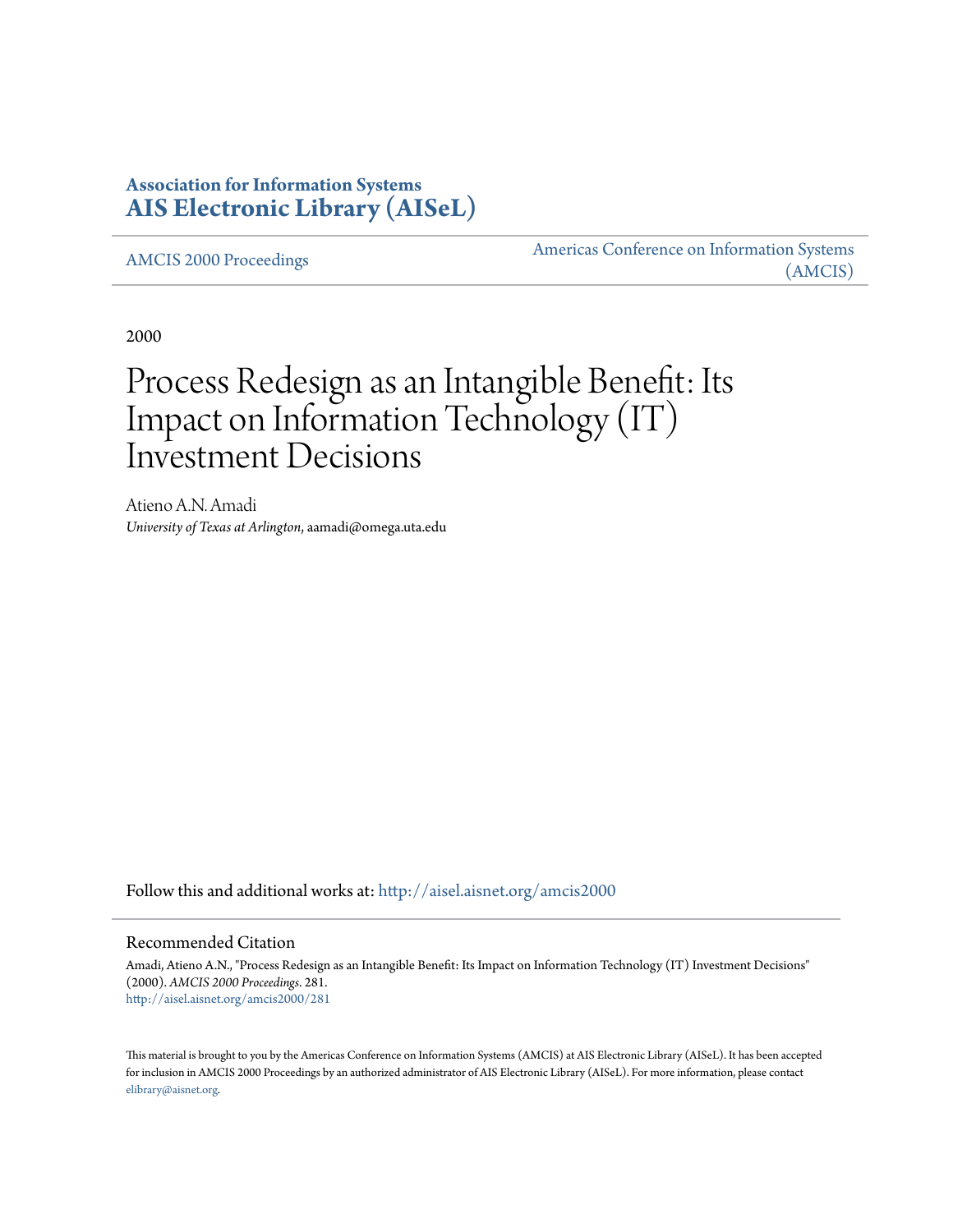**Association for Information Systems**
**AIS Electronic Library (AISeL)**

AMCIS 2000 Proceedings

Americas Conference on Information Systems (AMCIS)

2000

# Process Redesign as an Intangible Benefit: Its Impact on Information Technology (IT) Investment Decisions

Atieno A.N. Amadi
*University of Texas at Arlington*, aamadi@omega.uta.edu

Follow this and additional works at: http://aisel.aisnet.org/amcis2000

## Recommended Citation

Amadi, Atieno A.N., "Process Redesign as an Intangible Benefit: Its Impact on Information Technology (IT) Investment Decisions" (2000). *AMCIS 2000 Proceedings*. 281.
http://aisel.aisnet.org/amcis2000/281

This material is brought to you by the Americas Conference on Information Systems (AMCIS) at AIS Electronic Library (AISeL). It has been accepted for inclusion in AMCIS 2000 Proceedings by an authorized administrator of AIS Electronic Library (AISeL). For more information, please contact elibrary@aisnet.org.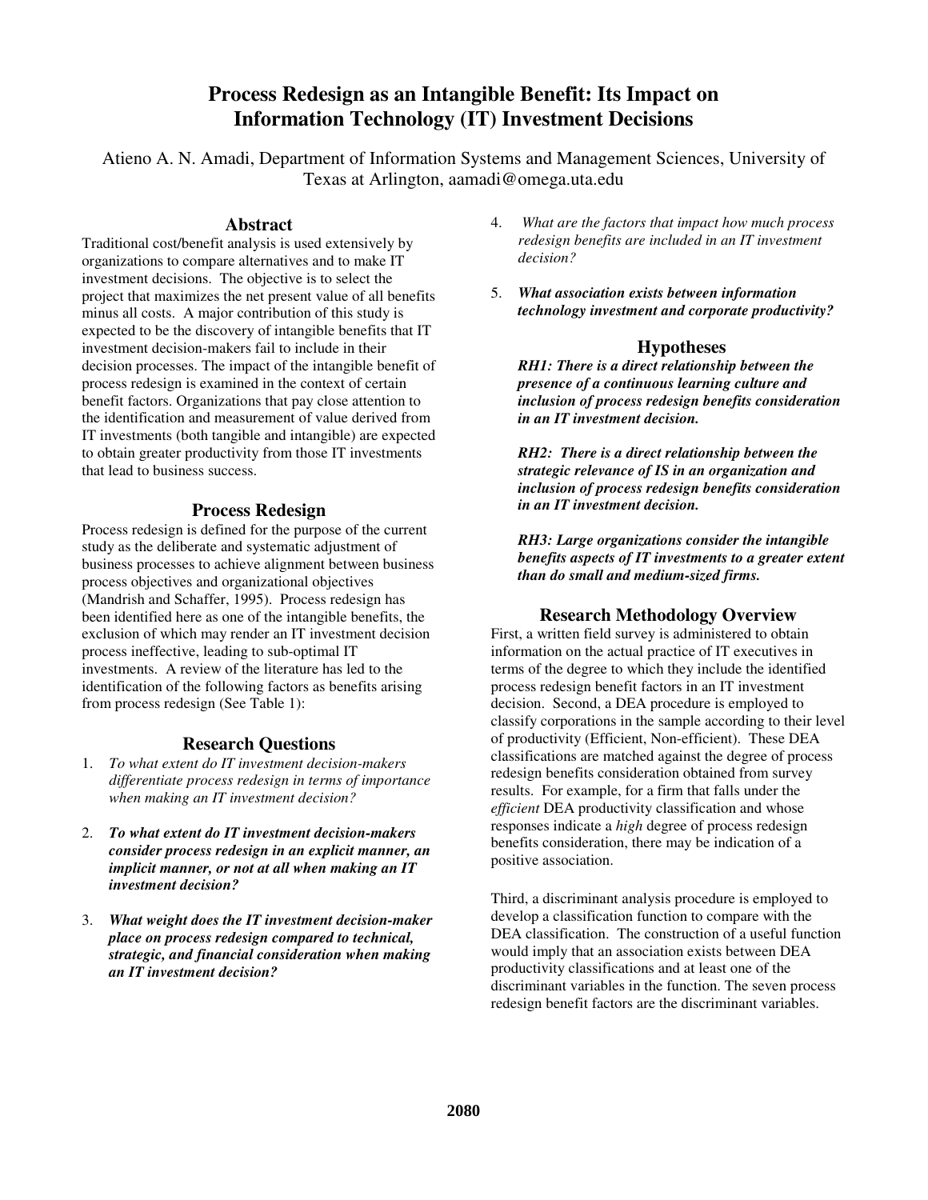# Process Redesign as an Intangible Benefit: Its Impact on Information Technology (IT) Investment Decisions

Atieno A. N. Amadi, Department of Information Systems and Management Sciences, University of Texas at Arlington, aamadi@omega.uta.edu

## Abstract

Traditional cost/benefit analysis is used extensively by organizations to compare alternatives and to make IT investment decisions. The objective is to select the project that maximizes the net present value of all benefits minus all costs. A major contribution of this study is expected to be the discovery of intangible benefits that IT investment decision-makers fail to include in their decision processes. The impact of the intangible benefit of process redesign is examined in the context of certain benefit factors. Organizations that pay close attention to the identification and measurement of value derived from IT investments (both tangible and intangible) are expected to obtain greater productivity from those IT investments that lead to business success.

## Process Redesign

Process redesign is defined for the purpose of the current study as the deliberate and systematic adjustment of business processes to achieve alignment between business process objectives and organizational objectives (Mandrish and Schaffer, 1995). Process redesign has been identified here as one of the intangible benefits, the exclusion of which may render an IT investment decision process ineffective, leading to sub-optimal IT investments. A review of the literature has led to the identification of the following factors as benefits arising from process redesign (See Table 1):

## Research Questions

1. *To what extent do IT investment decision-makers differentiate process redesign in terms of importance when making an IT investment decision?*

2. ***To what extent do IT investment decision-makers consider process redesign in an explicit manner, an implicit manner, or not at all when making an IT investment decision?***

3. ***What weight does the IT investment decision-maker place on process redesign compared to technical, strategic, and financial consideration when making an IT investment decision?***

4. *What are the factors that impact how much process redesign benefits are included in an IT investment decision?*

5. ***What association exists between information technology investment and corporate productivity?***

## Hypotheses

***RH1: There is a direct relationship between the presence of a continuous learning culture and inclusion of process redesign benefits consideration in an IT investment decision.***

***RH2: There is a direct relationship between the strategic relevance of IS in an organization and inclusion of process redesign benefits consideration in an IT investment decision.***

***RH3: Large organizations consider the intangible benefits aspects of IT investments to a greater extent than do small and medium-sized firms.***

## Research Methodology Overview

First, a written field survey is administered to obtain information on the actual practice of IT executives in terms of the degree to which they include the identified process redesign benefit factors in an IT investment decision. Second, a DEA procedure is employed to classify corporations in the sample according to their level of productivity (Efficient, Non-efficient). These DEA classifications are matched against the degree of process redesign benefits consideration obtained from survey results. For example, for a firm that falls under the *efficient* DEA productivity classification and whose responses indicate a *high* degree of process redesign benefits consideration, there may be indication of a positive association.

Third, a discriminant analysis procedure is employed to develop a classification function to compare with the DEA classification. The construction of a useful function would imply that an association exists between DEA productivity classifications and at least one of the discriminant variables in the function. The seven process redesign benefit factors are the discriminant variables.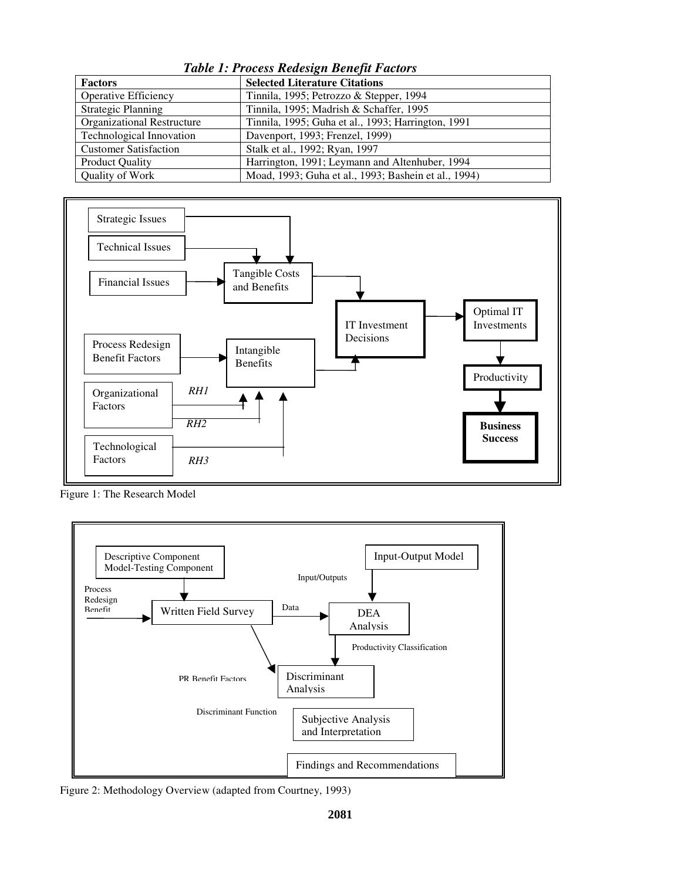***Table 1: Process Redesign Benefit Factors***

| Factors | Selected Literature Citations |
| --- | --- |
| Operative Efficiency | Tinnila, 1995; Petrozzo & Stepper, 1994 |
| Strategic Planning | Tinnila, 1995; Madrish & Schaffer, 1995 |
| Organizational Restructure | Tinnila, 1995; Guha et al., 1993; Harrington, 1991 |
| Technological Innovation | Davenport, 1993; Frenzel, 1999) |
| Customer Satisfaction | Stalk et al., 1992; Ryan, 1997 |
| Product Quality | Harrington, 1991; Leymann and Altenhuber, 1994 |
| Quality of Work | Moad, 1993; Guha et al., 1993; Bashein et al., 1994) |

Figure 1: The Research Model

Figure 2: Methodology Overview (adapted from Courtney, 1993)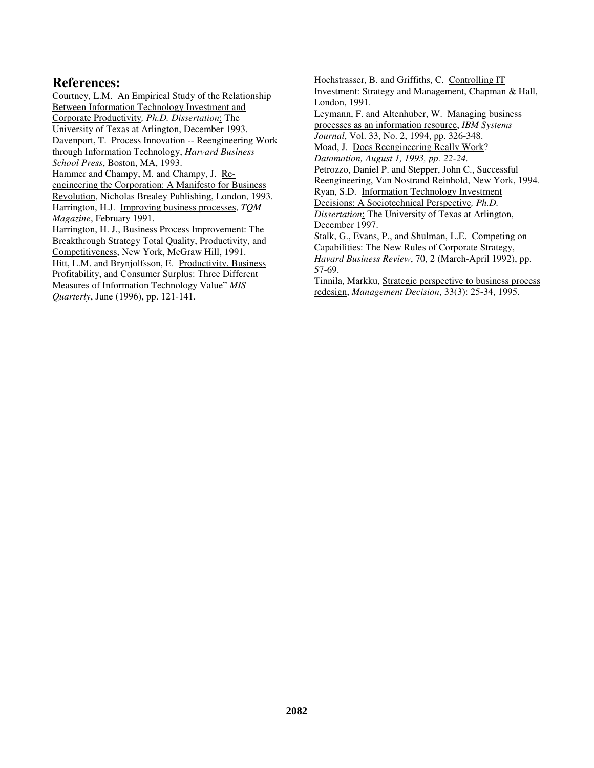## References:

Courtney, L.M. An Empirical Study of the Relationship Between Information Technology Investment and Corporate Productivity*, Ph.D. Dissertation*: The University of Texas at Arlington, December 1993.

Davenport, T. Process Innovation -- Reengineering Work through Information Technology, *Harvard Business School Press*, Boston, MA, 1993.

Hammer and Champy, M. and Champy, J. Re-engineering the Corporation: A Manifesto for Business Revolution, Nicholas Brealey Publishing, London, 1993.

Harrington, H.J. Improving business processes, *TQM Magazine*, February 1991.

Harrington, H. J., Business Process Improvement: The Breakthrough Strategy Total Quality, Productivity, and Competitiveness, New York, McGraw Hill, 1991.

Hitt, L.M. and Brynjolfsson, E. Productivity, Business Profitability, and Consumer Surplus: Three Different Measures of Information Technology Value" *MIS Quarterly*, June (1996), pp. 121-141.

Hochstrasser, B. and Griffiths, C. Controlling IT Investment: Strategy and Management, Chapman & Hall, London, 1991.

Leymann, F. and Altenhuber, W. Managing business processes as an information resource, *IBM Systems Journal*, Vol. 33, No. 2, 1994, pp. 326-348.

Moad, J. Does Reengineering Really Work? *Datamation, August 1, 1993, pp. 22-24.*

Petrozzo, Daniel P. and Stepper, John C., Successful Reengineering, Van Nostrand Reinhold, New York, 1994.

Ryan, S.D. Information Technology Investment Decisions: A Sociotechnical Perspective*, Ph.D. Dissertation*: The University of Texas at Arlington, December 1997.

Stalk, G., Evans, P., and Shulman, L.E. Competing on Capabilities: The New Rules of Corporate Strategy, *Havard Business Review*, 70, 2 (March-April 1992), pp. 57-69.

Tinnila, Markku, Strategic perspective to business process redesign, *Management Decision*, 33(3): 25-34, 1995.